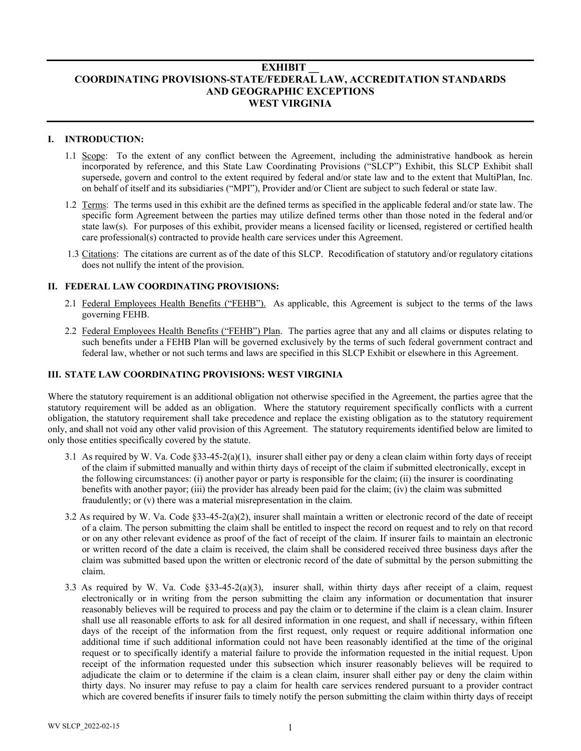# EXHIBIT __
# COORDINATING PROVISIONS-STATE/FEDERAL LAW, ACCREDITATION STANDARDS AND GEOGRAPHIC EXCEPTIONS
# WEST VIRGINIA

## I. INTRODUCTION:

1.1 Scope: To the extent of any conflict between the Agreement, including the administrative handbook as herein incorporated by reference, and this State Law Coordinating Provisions ("SLCP") Exhibit, this SLCP Exhibit shall supersede, govern and control to the extent required by federal and/or state law and to the extent that MultiPlan, Inc. on behalf of itself and its subsidiaries ("MPI"), Provider and/or Client are subject to such federal or state law.

1.2 Terms: The terms used in this exhibit are the defined terms as specified in the applicable federal and/or state law. The specific form Agreement between the parties may utilize defined terms other than those noted in the federal and/or state law(s). For purposes of this exhibit, provider means a licensed facility or licensed, registered or certified health care professional(s) contracted to provide health care services under this Agreement.

1.3 Citations: The citations are current as of the date of this SLCP. Recodification of statutory and/or regulatory citations does not nullify the intent of the provision.

## II. FEDERAL LAW COORDINATING PROVISIONS:

2.1 Federal Employees Health Benefits ("FEHB"). As applicable, this Agreement is subject to the terms of the laws governing FEHB.

2.2 Federal Employees Health Benefits ("FEHB") Plan. The parties agree that any and all claims or disputes relating to such benefits under a FEHB Plan will be governed exclusively by the terms of such federal government contract and federal law, whether or not such terms and laws are specified in this SLCP Exhibit or elsewhere in this Agreement.

## III. STATE LAW COORDINATING PROVISIONS: WEST VIRGINIA

Where the statutory requirement is an additional obligation not otherwise specified in the Agreement, the parties agree that the statutory requirement will be added as an obligation. Where the statutory requirement specifically conflicts with a current obligation, the statutory requirement shall take precedence and replace the existing obligation as to the statutory requirement only, and shall not void any other valid provision of this Agreement. The statutory requirements identified below are limited to only those entities specifically covered by the statute.

3.1 As required by W. Va. Code §33-45-2(a)(1), insurer shall either pay or deny a clean claim within forty days of receipt of the claim if submitted manually and within thirty days of receipt of the claim if submitted electronically, except in the following circumstances: (i) another payor or party is responsible for the claim; (ii) the insurer is coordinating benefits with another payor; (iii) the provider has already been paid for the claim; (iv) the claim was submitted fraudulently; or (v) there was a material misrepresentation in the claim.

3.2 As required by W. Va. Code §33-45-2(a)(2), insurer shall maintain a written or electronic record of the date of receipt of a claim. The person submitting the claim shall be entitled to inspect the record on request and to rely on that record or on any other relevant evidence as proof of the fact of receipt of the claim. If insurer fails to maintain an electronic or written record of the date a claim is received, the claim shall be considered received three business days after the claim was submitted based upon the written or electronic record of the date of submittal by the person submitting the claim.

3.3 As required by W. Va. Code §33-45-2(a)(3), insurer shall, within thirty days after receipt of a claim, request electronically or in writing from the person submitting the claim any information or documentation that insurer reasonably believes will be required to process and pay the claim or to determine if the claim is a clean claim. Insurer shall use all reasonable efforts to ask for all desired information in one request, and shall if necessary, within fifteen days of the receipt of the information from the first request, only request or require additional information one additional time if such additional information could not have been reasonably identified at the time of the original request or to specifically identify a material failure to provide the information requested in the initial request. Upon receipt of the information requested under this subsection which insurer reasonably believes will be required to adjudicate the claim or to determine if the claim is a clean claim, insurer shall either pay or deny the claim within thirty days. No insurer may refuse to pay a claim for health care services rendered pursuant to a provider contract which are covered benefits if insurer fails to timely notify the person submitting the claim within thirty days of receipt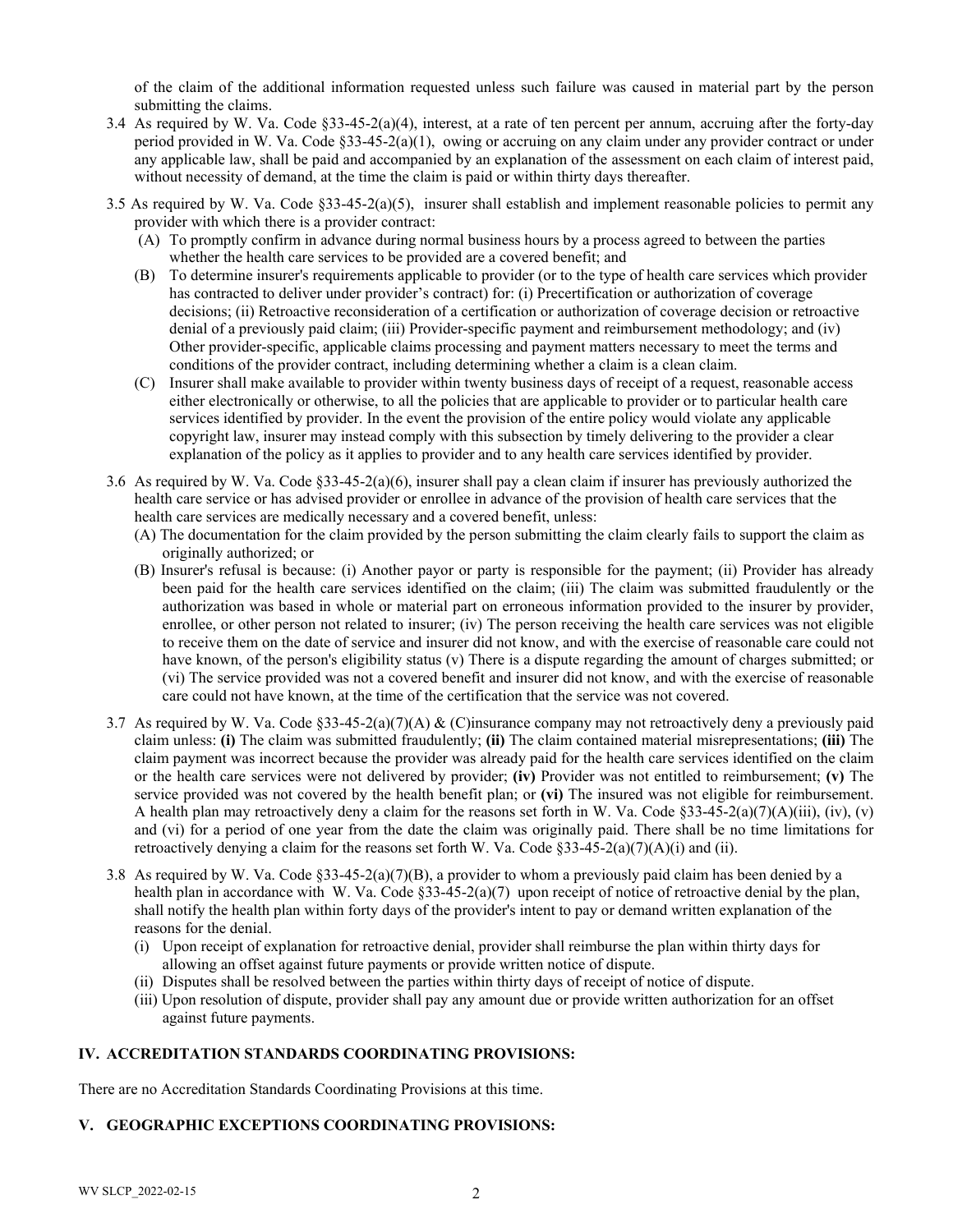of the claim of the additional information requested unless such failure was caused in material part by the person submitting the claims.

3.4 As required by W. Va. Code §33-45-2(a)(4), interest, at a rate of ten percent per annum, accruing after the forty-day period provided in W. Va. Code §33-45-2(a)(1), owing or accruing on any claim under any provider contract or under any applicable law, shall be paid and accompanied by an explanation of the assessment on each claim of interest paid, without necessity of demand, at the time the claim is paid or within thirty days thereafter.

3.5 As required by W. Va. Code §33-45-2(a)(5), insurer shall establish and implement reasonable policies to permit any provider with which there is a provider contract:

- (A) To promptly confirm in advance during normal business hours by a process agreed to between the parties whether the health care services to be provided are a covered benefit; and
- (B) To determine insurer's requirements applicable to provider (or to the type of health care services which provider has contracted to deliver under provider's contract) for: (i) Precertification or authorization of coverage decisions; (ii) Retroactive reconsideration of a certification or authorization of coverage decision or retroactive denial of a previously paid claim; (iii) Provider-specific payment and reimbursement methodology; and (iv) Other provider-specific, applicable claims processing and payment matters necessary to meet the terms and conditions of the provider contract, including determining whether a claim is a clean claim.
- (C) Insurer shall make available to provider within twenty business days of receipt of a request, reasonable access either electronically or otherwise, to all the policies that are applicable to provider or to particular health care services identified by provider. In the event the provision of the entire policy would violate any applicable copyright law, insurer may instead comply with this subsection by timely delivering to the provider a clear explanation of the policy as it applies to provider and to any health care services identified by provider.

3.6 As required by W. Va. Code §33-45-2(a)(6), insurer shall pay a clean claim if insurer has previously authorized the health care service or has advised provider or enrollee in advance of the provision of health care services that the health care services are medically necessary and a covered benefit, unless:

- (A) The documentation for the claim provided by the person submitting the claim clearly fails to support the claim as originally authorized; or
- (B) Insurer's refusal is because: (i) Another payor or party is responsible for the payment; (ii) Provider has already been paid for the health care services identified on the claim; (iii) The claim was submitted fraudulently or the authorization was based in whole or material part on erroneous information provided to the insurer by provider, enrollee, or other person not related to insurer; (iv) The person receiving the health care services was not eligible to receive them on the date of service and insurer did not know, and with the exercise of reasonable care could not have known, of the person's eligibility status (v) There is a dispute regarding the amount of charges submitted; or (vi) The service provided was not a covered benefit and insurer did not know, and with the exercise of reasonable care could not have known, at the time of the certification that the service was not covered.

3.7 As required by W. Va. Code §33-45-2(a)(7)(A) & (C)insurance company may not retroactively deny a previously paid claim unless: **(i)** The claim was submitted fraudulently; **(ii)** The claim contained material misrepresentations; **(iii)** The claim payment was incorrect because the provider was already paid for the health care services identified on the claim or the health care services were not delivered by provider; **(iv)** Provider was not entitled to reimbursement; **(v)** The service provided was not covered by the health benefit plan; or **(vi)** The insured was not eligible for reimbursement. A health plan may retroactively deny a claim for the reasons set forth in W. Va. Code §33-45-2(a)(7)(A)(iii), (iv), (v) and (vi) for a period of one year from the date the claim was originally paid. There shall be no time limitations for retroactively denying a claim for the reasons set forth W. Va. Code §33-45-2(a)(7)(A)(i) and (ii).

3.8 As required by W. Va. Code §33-45-2(a)(7)(B), a provider to whom a previously paid claim has been denied by a health plan in accordance with W. Va. Code §33-45-2(a)(7) upon receipt of notice of retroactive denial by the plan, shall notify the health plan within forty days of the provider's intent to pay or demand written explanation of the reasons for the denial.

- (i) Upon receipt of explanation for retroactive denial, provider shall reimburse the plan within thirty days for allowing an offset against future payments or provide written notice of dispute.
- (ii) Disputes shall be resolved between the parties within thirty days of receipt of notice of dispute.
- (iii) Upon resolution of dispute, provider shall pay any amount due or provide written authorization for an offset against future payments.

## IV. ACCREDITATION STANDARDS COORDINATING PROVISIONS:

There are no Accreditation Standards Coordinating Provisions at this time.

## V. GEOGRAPHIC EXCEPTIONS COORDINATING PROVISIONS: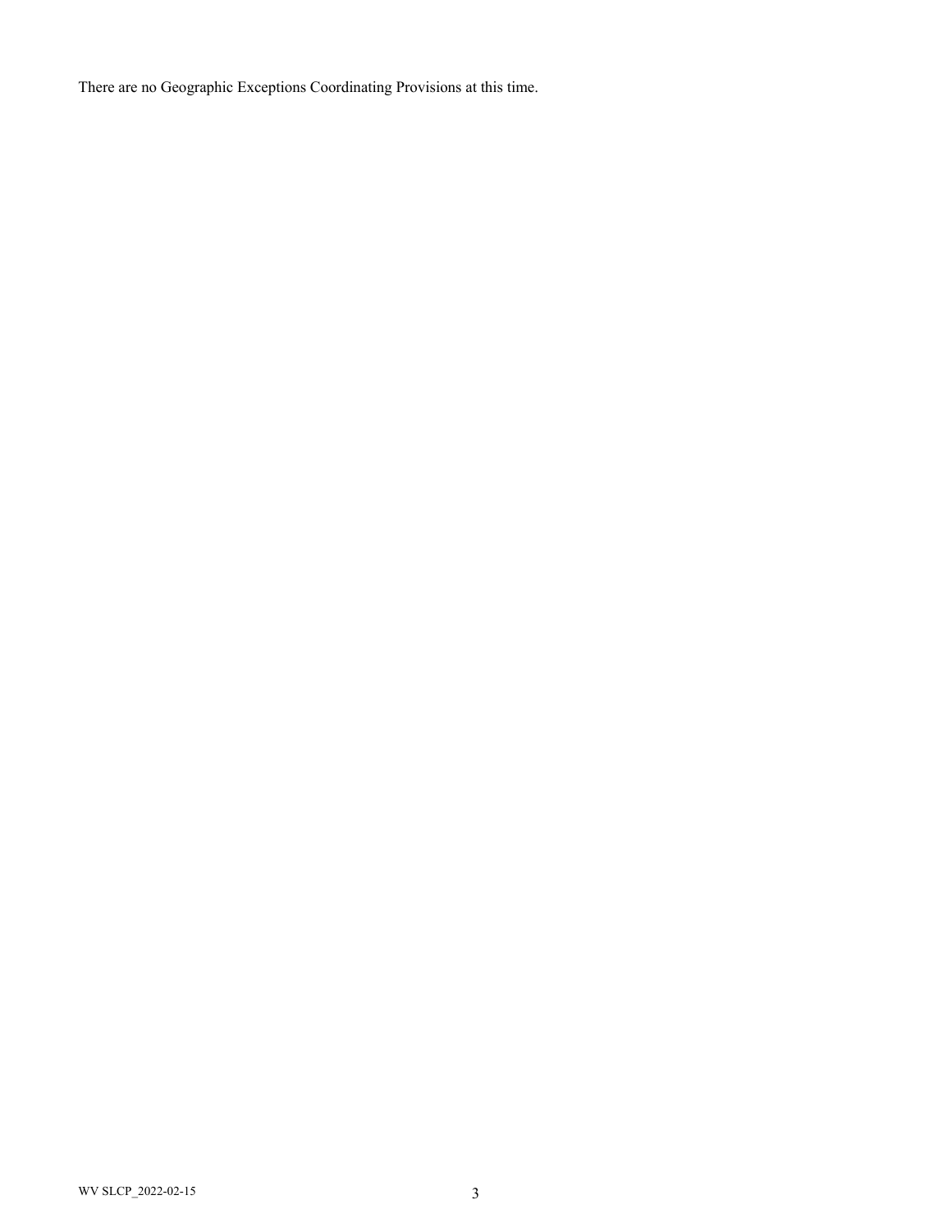There are no Geographic Exceptions Coordinating Provisions at this time.